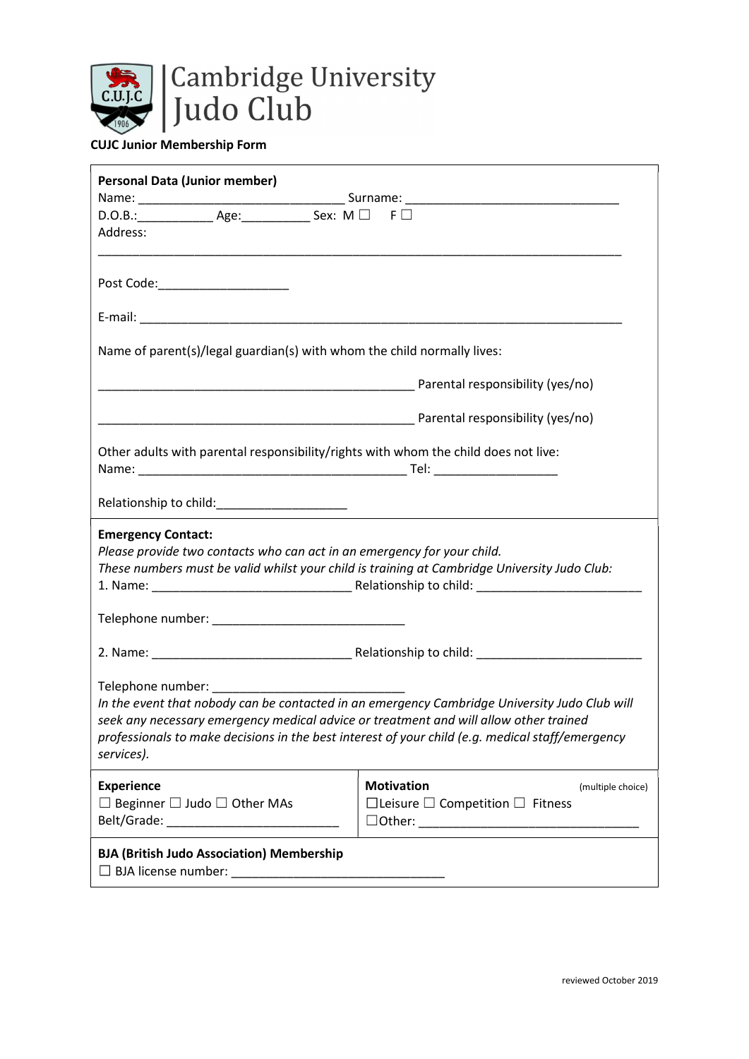# Cambridge University Judo Club

**CUJC Junior Membership Form**

**Personal Data (Junior member)**

Name: ______________________________ Surname: _______________________________

D.O.B.:___________ Age:__________ Sex: M ☐ F ☐

Address:

_______________________________________________________________________________

Post Code:___________________

E-mail: _______________________________________________________________________

Name of parent(s)/legal guardian(s) with whom the child normally lives:

_______________________________________________ Parental responsibility (yes/no)

_______________________________________________ Parental responsibility (yes/no)

Other adults with parental responsibility/rights with whom the child does not live:

Name: _______________________________________ Tel: __________________

Relationship to child:___________________

**Emergency Contact:**

*Please provide two contacts who can act in an emergency for your child.*

*These numbers must be valid whilst your child is training at Cambridge University Judo Club:*

1. Name: _____________________________ Relationship to child: ________________________

Telephone number: ____________________________

2. Name: _____________________________ Relationship to child: ________________________

Telephone number: ____________________________

*In the event that nobody can be contacted in an emergency Cambridge University Judo Club will seek any necessary emergency medical advice or treatment and will allow other trained professionals to make decisions in the best interest of your child (e.g. medical staff/emergency services).*

| **Experience** | **Motivation** (multiple choice) |
| --- | --- |
| ☐ Beginner ☐ Judo ☐ Other MAs | ☐Leisure ☐ Competition ☐ Fitness |
| Belt/Grade: _________________________ | ☐Other: ________________________________ |

**BJA (British Judo Association) Membership**

☐ BJA license number: ______________________________

reviewed October 2019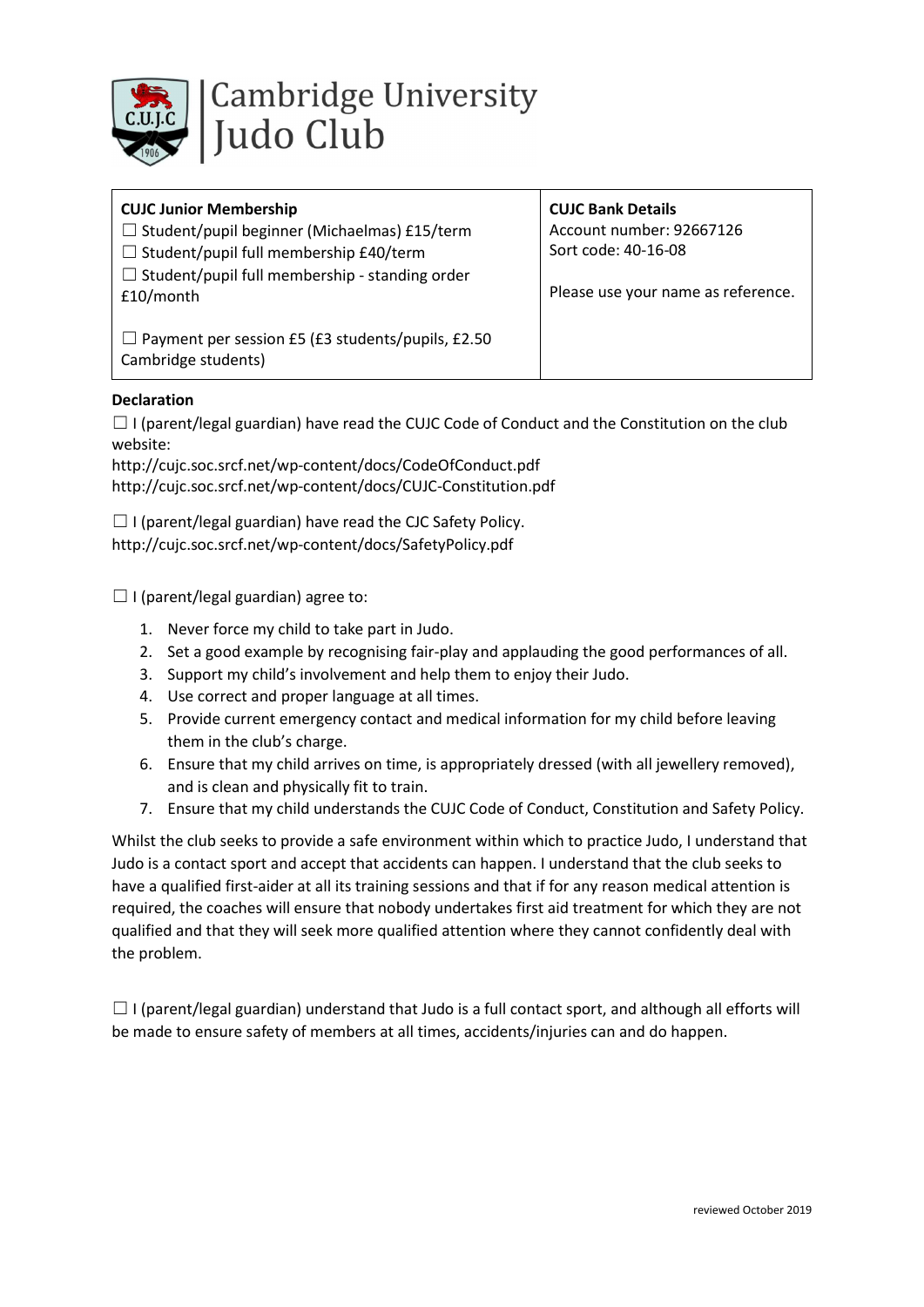# Cambridge University Judo Club

| **CUJC Junior Membership** | **CUJC Bank Details** |
| --- | --- |
| ☐ Student/pupil beginner (Michaelmas) £15/term<br>☐ Student/pupil full membership £40/term<br>☐ Student/pupil full membership - standing order £10/month<br><br>☐ Payment per session £5 (£3 students/pupils, £2.50 Cambridge students) | Account number: 92667126<br>Sort code: 40-16-08<br><br>Please use your name as reference. |

**Declaration**

☐ I (parent/legal guardian) have read the CUJC Code of Conduct and the Constitution on the club website:
http://cujc.soc.srcf.net/wp-content/docs/CodeOfConduct.pdf
http://cujc.soc.srcf.net/wp-content/docs/CUJC-Constitution.pdf

☐ I (parent/legal guardian) have read the CJC Safety Policy.
http://cujc.soc.srcf.net/wp-content/docs/SafetyPolicy.pdf

☐ I (parent/legal guardian) agree to:

1. Never force my child to take part in Judo.
2. Set a good example by recognising fair-play and applauding the good performances of all.
3. Support my child's involvement and help them to enjoy their Judo.
4. Use correct and proper language at all times.
5. Provide current emergency contact and medical information for my child before leaving them in the club's charge.
6. Ensure that my child arrives on time, is appropriately dressed (with all jewellery removed), and is clean and physically fit to train.
7. Ensure that my child understands the CUJC Code of Conduct, Constitution and Safety Policy.

Whilst the club seeks to provide a safe environment within which to practice Judo, I understand that Judo is a contact sport and accept that accidents can happen. I understand that the club seeks to have a qualified first-aider at all its training sessions and that if for any reason medical attention is required, the coaches will ensure that nobody undertakes first aid treatment for which they are not qualified and that they will seek more qualified attention where they cannot confidently deal with the problem.

☐ I (parent/legal guardian) understand that Judo is a full contact sport, and although all efforts will be made to ensure safety of members at all times, accidents/injuries can and do happen.

reviewed October 2019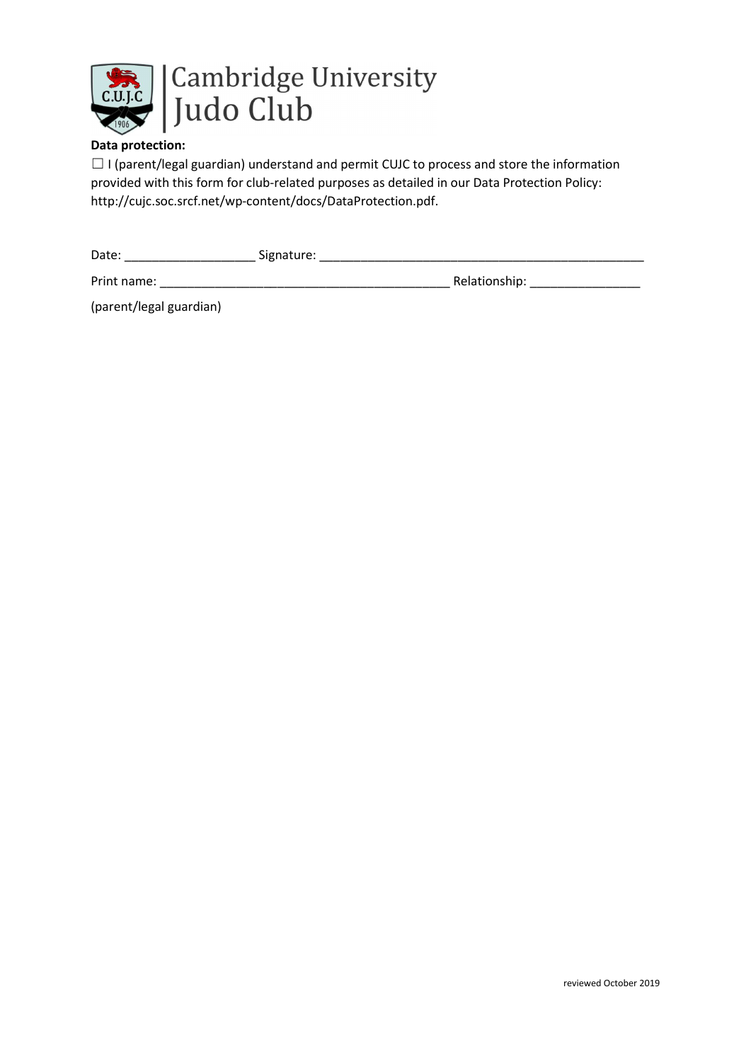Cambridge University
Judo Club

**Data protection:**

☐ I (parent/legal guardian) understand and permit CUJC to process and store the information provided with this form for club-related purposes as detailed in our Data Protection Policy: http://cujc.soc.srcf.net/wp-content/docs/DataProtection.pdf.

Date: ___________________ Signature: _______________________________________________

Print name: __________________________________________ Relationship: ________________

(parent/legal guardian)

reviewed October 2019